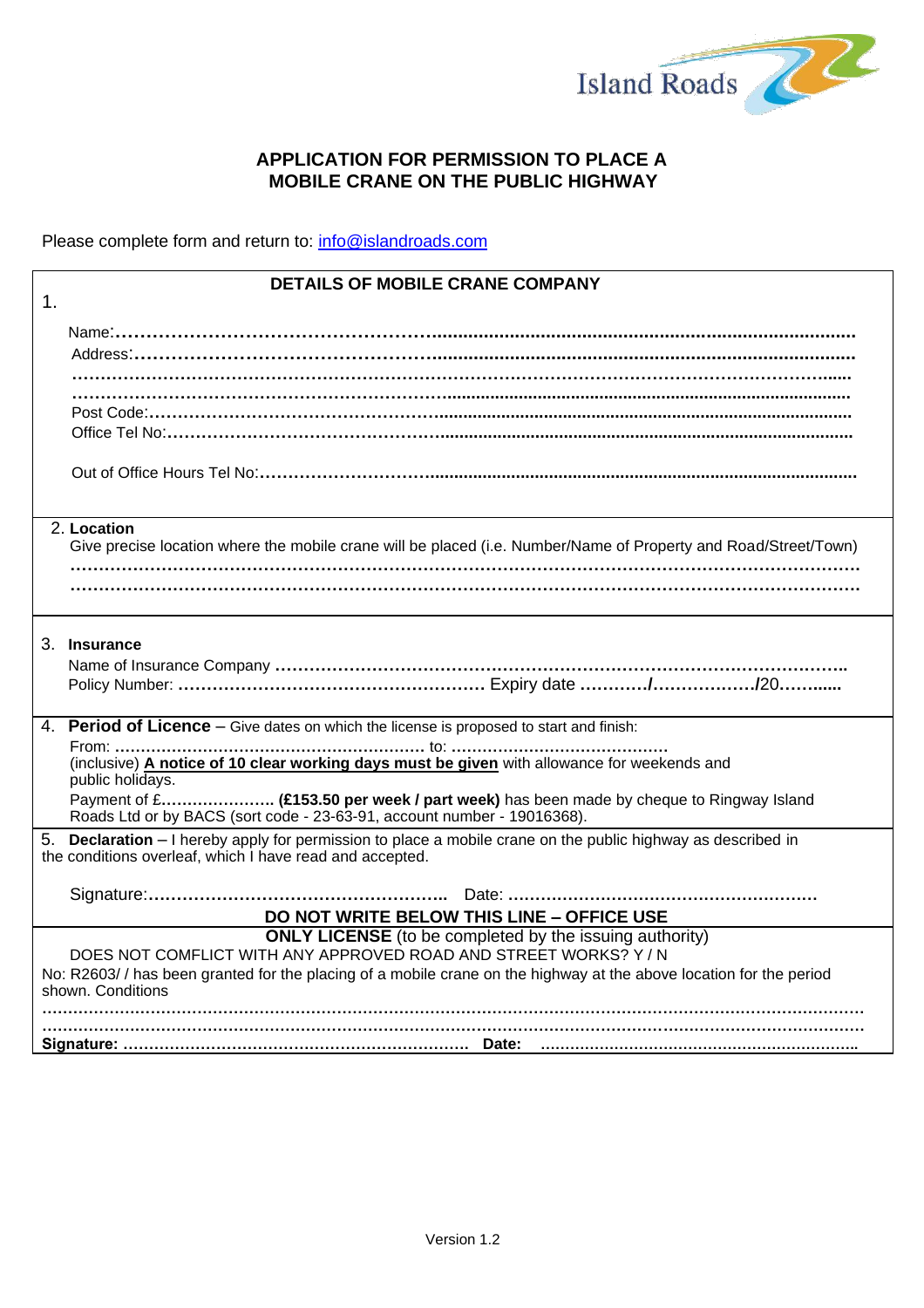Island Roads

# APPLICATION FOR PERMISSION TO PLACE A MOBILE CRANE ON THE PUBLIC HIGHWAY

Please complete form and return to: info@islandroads.com

## 1. DETAILS OF MOBILE CRANE COMPANY

Name:……………………………………………………………………………………………………………

Address:…………………………………………………………………………………………………………

………………………………………………………………………………………………………………………

………………………………………………………………………………………………………………………

Post Code:………………………………………………………………………………………………………

Office Tel No:……………………………………………………………………………………………………

Out of Office Hours Tel No:……………………………………………………………………………………

## 2. Location

Give precise location where the mobile crane will be placed (i.e. Number/Name of Property and Road/Street/Town)

………………………………………………………………………………………………………………………

………………………………………………………………………………………………………………………

## 3. Insurance

Name of Insurance Company ……………………………………………………………………………………

Policy Number: ………………………………………………… Expiry date …………/……………../20………..

## 4. Period of Licence

**Period of Licence** – Give dates on which the license is proposed to start and finish:

From: …………………………………………………… to: ……………………………………

(inclusive) **A notice of 10 clear working days must be given** with allowance for weekends and public holidays.

Payment of £………………… **(£153.50 per week / part week)** has been made by cheque to Ringway Island Roads Ltd or by BACS (sort code - 23-63-91, account number - 19016368).

## 5. Declaration

**Declaration** – I hereby apply for permission to place a mobile crane on the public highway as described in the conditions overleaf, which I have read and accepted.

Signature:…………………………………………….. Date: …………………………………………………

**DO NOT WRITE BELOW THIS LINE – OFFICE USE**

**ONLY LICENSE** (to be completed by the issuing authority)

DOES NOT COMFLICT WITH ANY APPROVED ROAD AND STREET WORKS? Y / N

No: R2603/ / has been granted for the placing of a mobile crane on the highway at the above location for the period shown. Conditions

………………………………………………………………………………………………………………………

………………………………………………………………………………………………………………………

**Signature:** …………………………………………………………… **Date:** ……………………………………………………

Version 1.2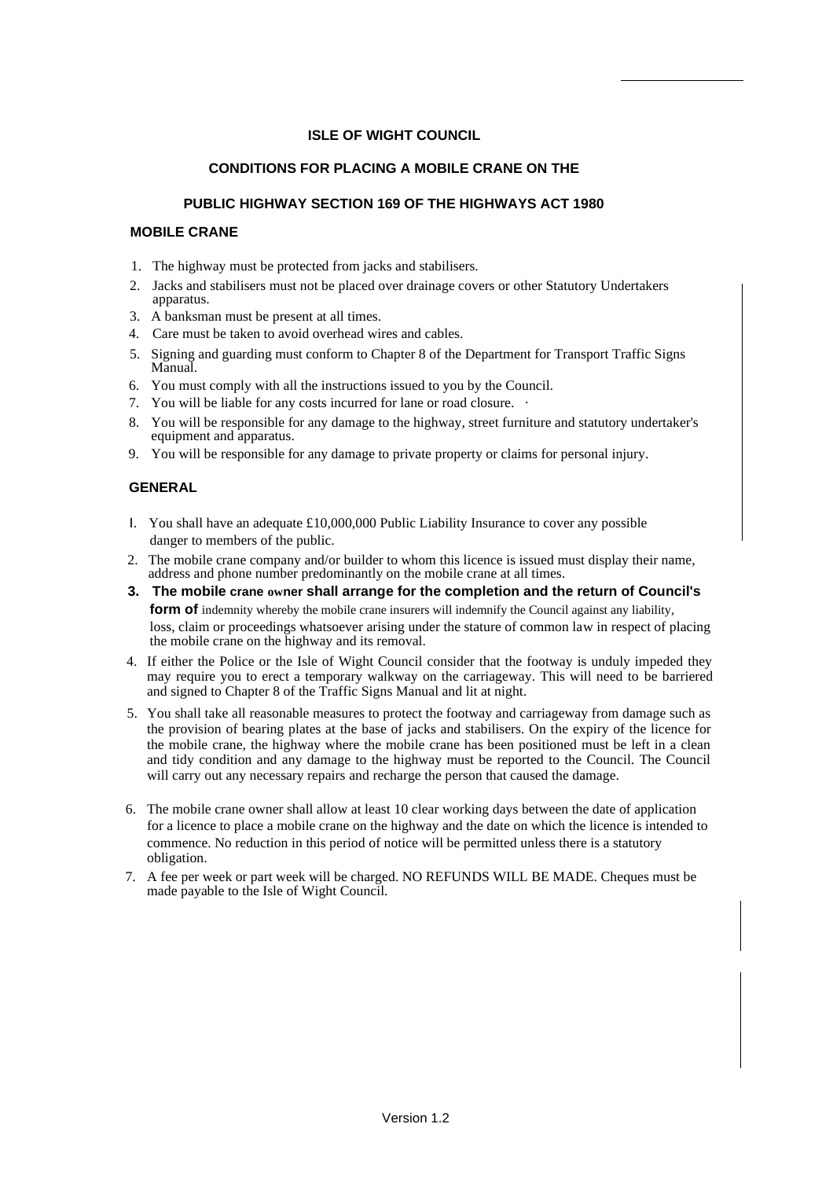**ISLE OF WIGHT COUNCIL**

**CONDITIONS FOR PLACING A MOBILE CRANE ON THE**

**PUBLIC HIGHWAY SECTION 169 OF THE HIGHWAYS ACT 1980**

## MOBILE CRANE

1. The highway must be protected from jacks and stabilisers.
2. Jacks and stabilisers must not be placed over drainage covers or other Statutory Undertakers apparatus.
3. A banksman must be present at all times.
4. Care must be taken to avoid overhead wires and cables.
5. Signing and guarding must conform to Chapter 8 of the Department for Transport Traffic Signs Manual.
6. You must comply with all the instructions issued to you by the Council.
7. You will be liable for any costs incurred for lane or road closure. ·
8. You will be responsible for any damage to the highway, street furniture and statutory undertaker's equipment and apparatus.
9. You will be responsible for any damage to private property or claims for personal injury.

## GENERAL

1. You shall have an adequate £10,000,000 Public Liability Insurance to cover any possible danger to members of the public.
2. The mobile crane company and/or builder to whom this licence is issued must display their name, address and phone number predominantly on the mobile crane at all times.
3. **The mobile crane owner shall arrange for the completion and the return of Council's form of** indemnity whereby the mobile crane insurers will indemnify the Council against any liability, loss, claim or proceedings whatsoever arising under the stature of common law in respect of placing the mobile crane on the highway and its removal.
4. If either the Police or the Isle of Wight Council consider that the footway is unduly impeded they may require you to erect a temporary walkway on the carriageway. This will need to be barriered and signed to Chapter 8 of the Traffic Signs Manual and lit at night.
5. You shall take all reasonable measures to protect the footway and carriageway from damage such as the provision of bearing plates at the base of jacks and stabilisers. On the expiry of the licence for the mobile crane, the highway where the mobile crane has been positioned must be left in a clean and tidy condition and any damage to the highway must be reported to the Council. The Council will carry out any necessary repairs and recharge the person that caused the damage.
6. The mobile crane owner shall allow at least 10 clear working days between the date of application for a licence to place a mobile crane on the highway and the date on which the licence is intended to commence. No reduction in this period of notice will be permitted unless there is a statutory obligation.
7. A fee per week or part week will be charged. NO REFUNDS WILL BE MADE. Cheques must be made payable to the Isle of Wight Council.

Version 1.2